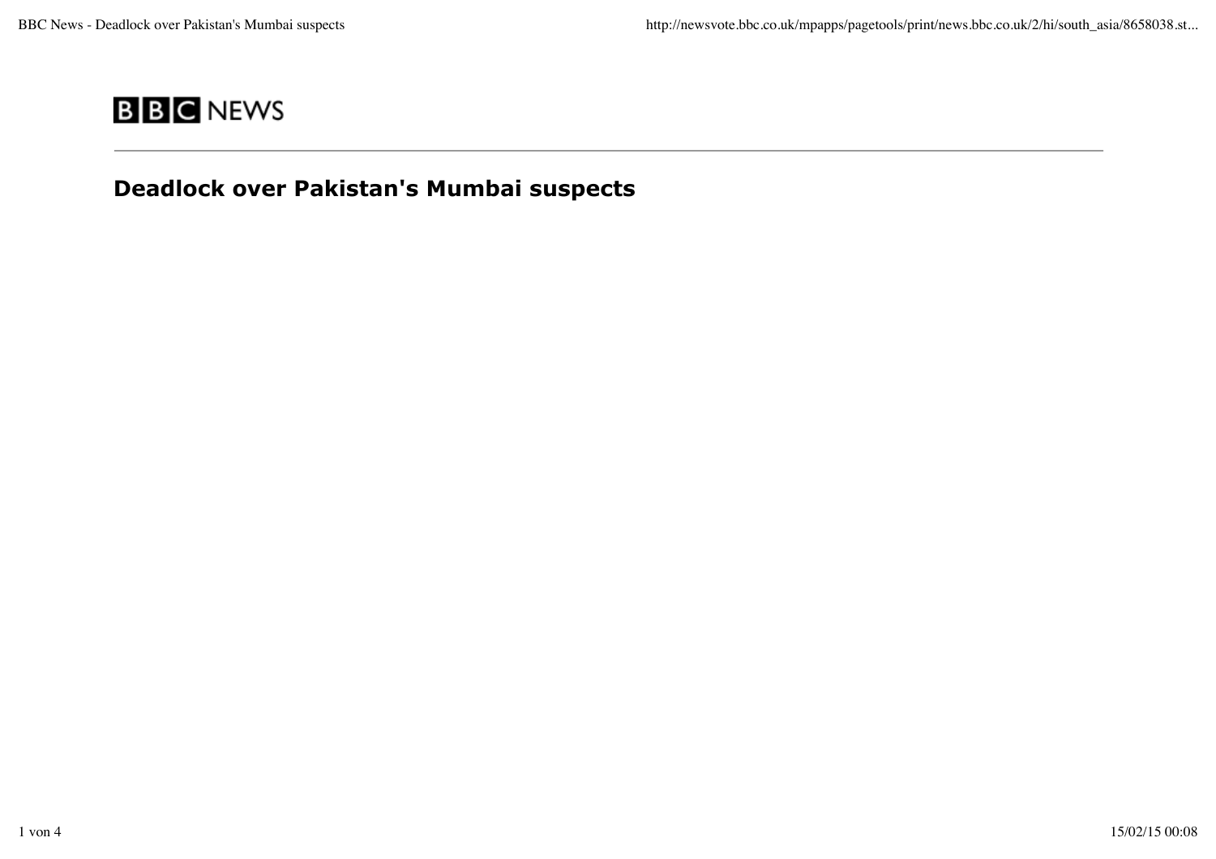BBC NEWS

# Deadlock over Pakistan's Mumbai suspects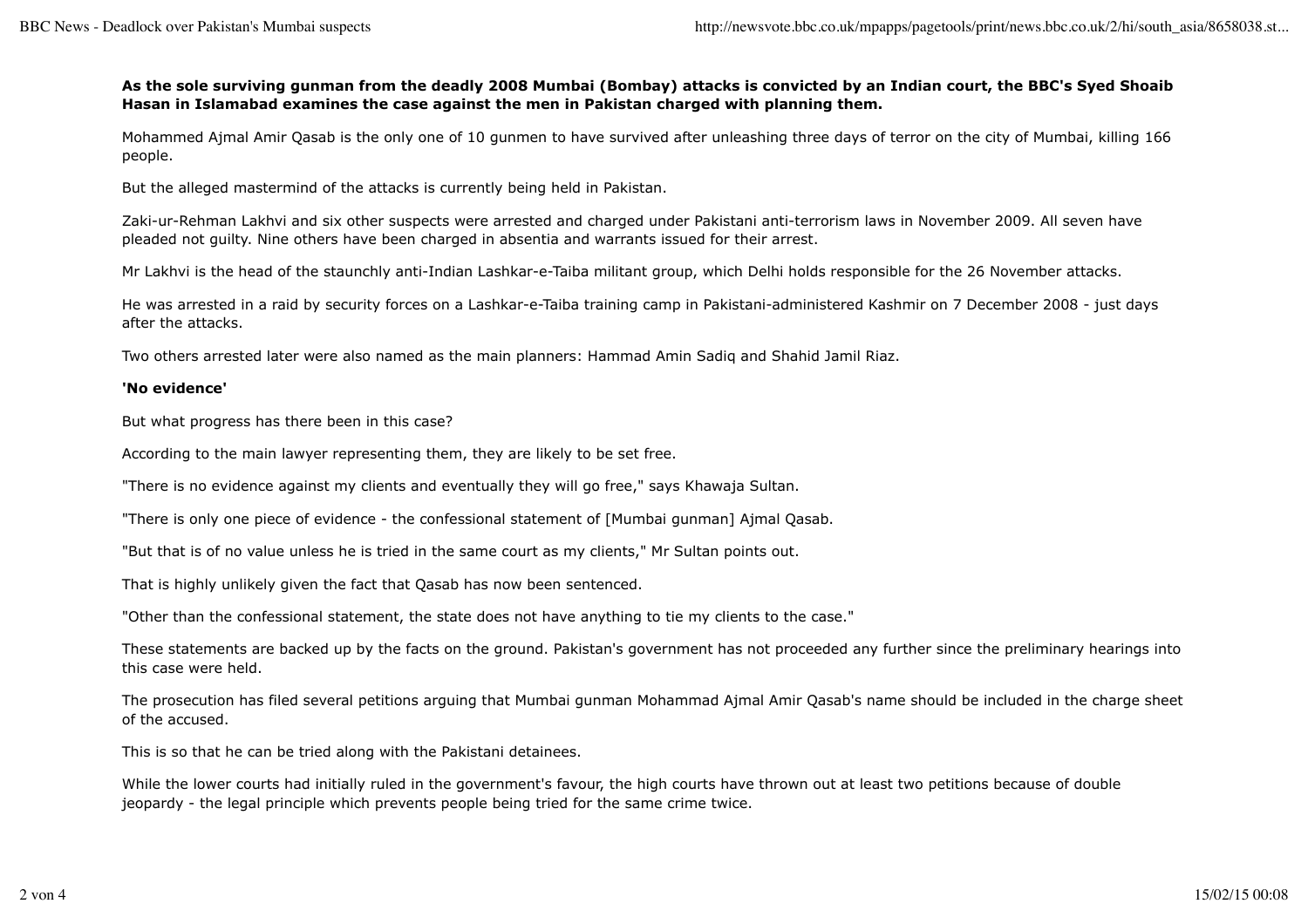**As the sole surviving gunman from the deadly 2008 Mumbai (Bombay) attacks is convicted by an Indian court, the BBC's Syed Shoaib Hasan in Islamabad examines the case against the men in Pakistan charged with planning them.**

Mohammed Ajmal Amir Qasab is the only one of 10 gunmen to have survived after unleashing three days of terror on the city of Mumbai, killing 166 people.

But the alleged mastermind of the attacks is currently being held in Pakistan.

Zaki-ur-Rehman Lakhvi and six other suspects were arrested and charged under Pakistani anti-terrorism laws in November 2009. All seven have pleaded not guilty. Nine others have been charged in absentia and warrants issued for their arrest.

Mr Lakhvi is the head of the staunchly anti-Indian Lashkar-e-Taiba militant group, which Delhi holds responsible for the 26 November attacks.

He was arrested in a raid by security forces on a Lashkar-e-Taiba training camp in Pakistani-administered Kashmir on 7 December 2008 - just days after the attacks.

Two others arrested later were also named as the main planners: Hammad Amin Sadiq and Shahid Jamil Riaz.

**'No evidence'**

But what progress has there been in this case?

According to the main lawyer representing them, they are likely to be set free.

"There is no evidence against my clients and eventually they will go free," says Khawaja Sultan.

"There is only one piece of evidence - the confessional statement of [Mumbai gunman] Ajmal Qasab.

"But that is of no value unless he is tried in the same court as my clients," Mr Sultan points out.

That is highly unlikely given the fact that Qasab has now been sentenced.

"Other than the confessional statement, the state does not have anything to tie my clients to the case."

These statements are backed up by the facts on the ground. Pakistan's government has not proceeded any further since the preliminary hearings into this case were held.

The prosecution has filed several petitions arguing that Mumbai gunman Mohammad Ajmal Amir Qasab's name should be included in the charge sheet of the accused.

This is so that he can be tried along with the Pakistani detainees.

While the lower courts had initially ruled in the government's favour, the high courts have thrown out at least two petitions because of double jeopardy - the legal principle which prevents people being tried for the same crime twice.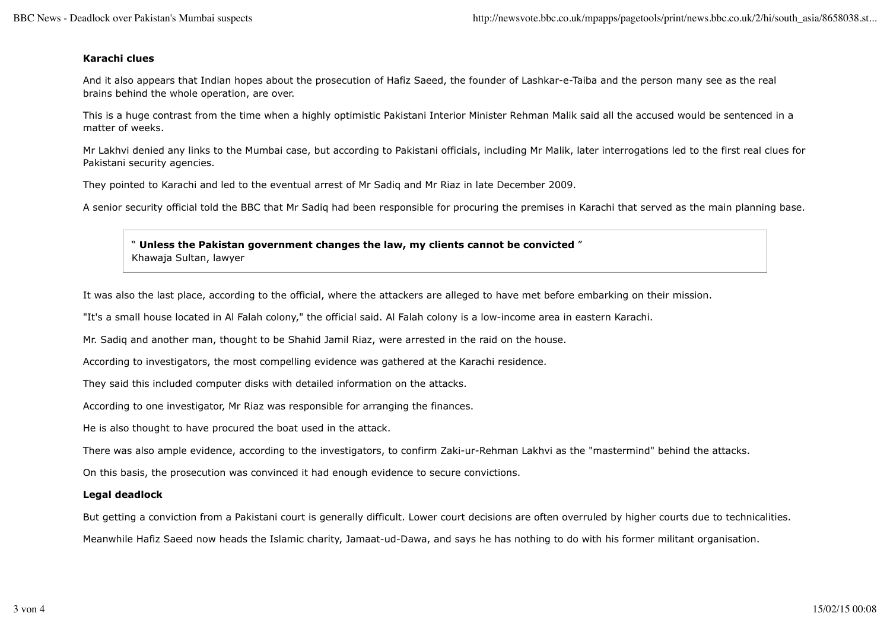### Karachi clues

And it also appears that Indian hopes about the prosecution of Hafiz Saeed, the founder of Lashkar-e-Taiba and the person many see as the real brains behind the whole operation, are over.

This is a huge contrast from the time when a highly optimistic Pakistani Interior Minister Rehman Malik said all the accused would be sentenced in a matter of weeks.

Mr Lakhvi denied any links to the Mumbai case, but according to Pakistani officials, including Mr Malik, later interrogations led to the first real clues for Pakistani security agencies.

They pointed to Karachi and led to the eventual arrest of Mr Sadiq and Mr Riaz in late December 2009.

A senior security official told the BBC that Mr Sadiq had been responsible for procuring the premises in Karachi that served as the main planning base.

> " **Unless the Pakistan government changes the law, my clients cannot be convicted** "
> Khawaja Sultan, lawyer

It was also the last place, according to the official, where the attackers are alleged to have met before embarking on their mission.

"It's a small house located in Al Falah colony," the official said. Al Falah colony is a low-income area in eastern Karachi.

Mr. Sadiq and another man, thought to be Shahid Jamil Riaz, were arrested in the raid on the house.

According to investigators, the most compelling evidence was gathered at the Karachi residence.

They said this included computer disks with detailed information on the attacks.

According to one investigator, Mr Riaz was responsible for arranging the finances.

He is also thought to have procured the boat used in the attack.

There was also ample evidence, according to the investigators, to confirm Zaki-ur-Rehman Lakhvi as the "mastermind" behind the attacks.

On this basis, the prosecution was convinced it had enough evidence to secure convictions.

### Legal deadlock

But getting a conviction from a Pakistani court is generally difficult. Lower court decisions are often overruled by higher courts due to technicalities.

Meanwhile Hafiz Saeed now heads the Islamic charity, Jamaat-ud-Dawa, and says he has nothing to do with his former militant organisation.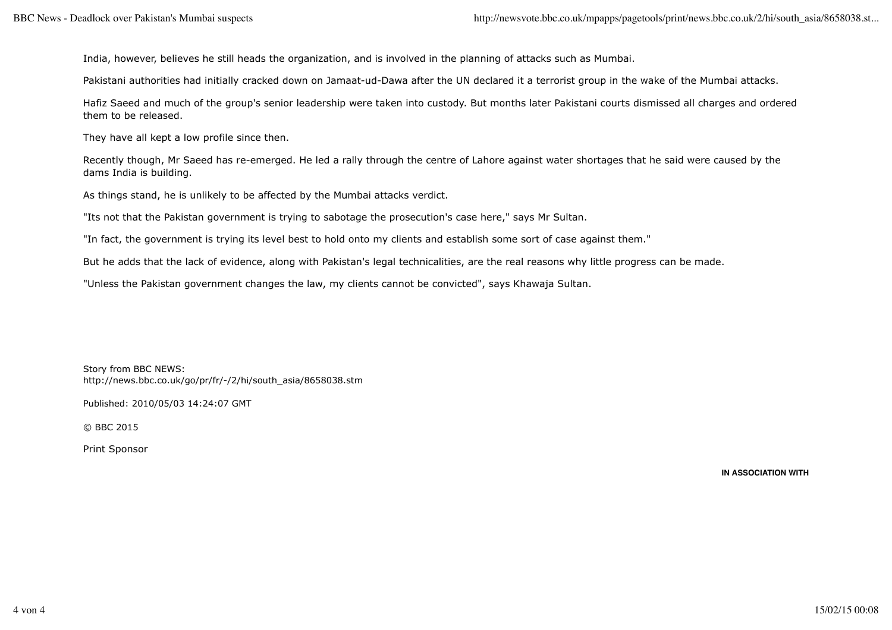India, however, believes he still heads the organization, and is involved in the planning of attacks such as Mumbai.

Pakistani authorities had initially cracked down on Jamaat-ud-Dawa after the UN declared it a terrorist group in the wake of the Mumbai attacks.

Hafiz Saeed and much of the group's senior leadership were taken into custody. But months later Pakistani courts dismissed all charges and ordered them to be released.

They have all kept a low profile since then.

Recently though, Mr Saeed has re-emerged. He led a rally through the centre of Lahore against water shortages that he said were caused by the dams India is building.

As things stand, he is unlikely to be affected by the Mumbai attacks verdict.

"Its not that the Pakistan government is trying to sabotage the prosecution's case here," says Mr Sultan.

"In fact, the government is trying its level best to hold onto my clients and establish some sort of case against them."

But he adds that the lack of evidence, along with Pakistan's legal technicalities, are the real reasons why little progress can be made.

"Unless the Pakistan government changes the law, my clients cannot be convicted", says Khawaja Sultan.

Story from BBC NEWS:
http://news.bbc.co.uk/go/pr/fr/-/2/hi/south_asia/8658038.stm

Published: 2010/05/03 14:24:07 GMT

© BBC 2015

Print Sponsor

**IN ASSOCIATION WITH**